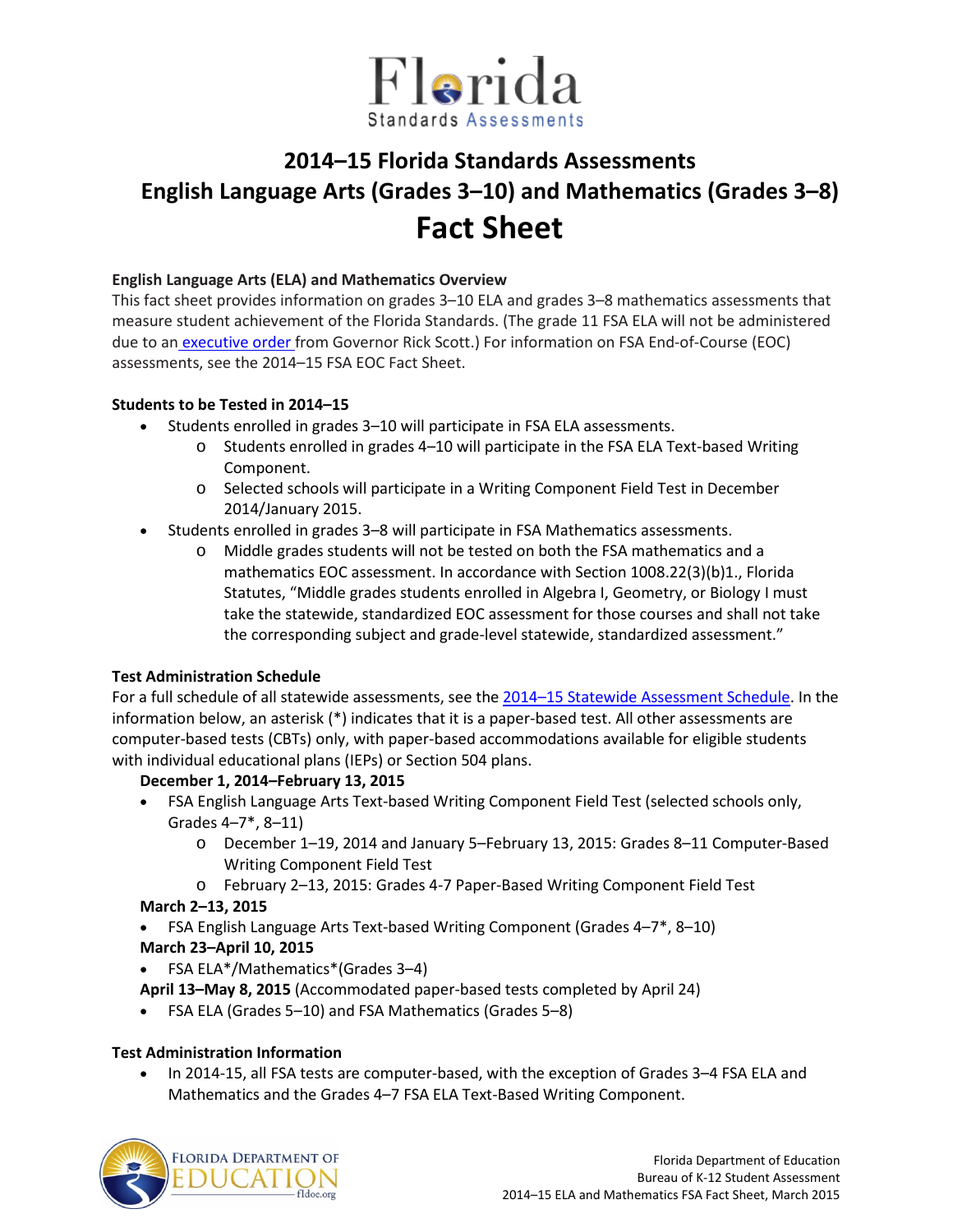Florida Standards Assessments

# 2014–15 Florida Standards Assessments
# English Language Arts (Grades 3–10) and Mathematics (Grades 3–8)
# Fact Sheet

**English Language Arts (ELA) and Mathematics Overview**

This fact sheet provides information on grades 3–10 ELA and grades 3–8 mathematics assessments that measure student achievement of the Florida Standards. (The grade 11 FSA ELA will not be administered due to an executive order from Governor Rick Scott.) For information on FSA End-of-Course (EOC) assessments, see the 2014–15 FSA EOC Fact Sheet.

**Students to be Tested in 2014–15**

- Students enrolled in grades 3–10 will participate in FSA ELA assessments.
  - Students enrolled in grades 4–10 will participate in the FSA ELA Text-based Writing Component.
  - Selected schools will participate in a Writing Component Field Test in December 2014/January 2015.
- Students enrolled in grades 3–8 will participate in FSA Mathematics assessments.
  - Middle grades students will not be tested on both the FSA mathematics and a mathematics EOC assessment. In accordance with Section 1008.22(3)(b)1., Florida Statutes, "Middle grades students enrolled in Algebra I, Geometry, or Biology I must take the statewide, standardized EOC assessment for those courses and shall not take the corresponding subject and grade-level statewide, standardized assessment."

**Test Administration Schedule**

For a full schedule of all statewide assessments, see the 2014–15 Statewide Assessment Schedule. In the information below, an asterisk (*) indicates that it is a paper-based test. All other assessments are computer-based tests (CBTs) only, with paper-based accommodations available for eligible students with individual educational plans (IEPs) or Section 504 plans.

**December 1, 2014–February 13, 2015**

- FSA English Language Arts Text-based Writing Component Field Test (selected schools only, Grades 4–7*, 8–11)
  - December 1–19, 2014 and January 5–February 13, 2015: Grades 8–11 Computer-Based Writing Component Field Test
  - February 2–13, 2015: Grades 4-7 Paper-Based Writing Component Field Test

**March 2–13, 2015**

- FSA English Language Arts Text-based Writing Component (Grades 4–7*, 8–10)

**March 23–April 10, 2015**

- FSA ELA*/Mathematics*(Grades 3–4)

**April 13–May 8, 2015** (Accommodated paper-based tests completed by April 24)

- FSA ELA (Grades 5–10) and FSA Mathematics (Grades 5–8)

**Test Administration Information**

- In 2014-15, all FSA tests are computer-based, with the exception of Grades 3–4 FSA ELA and Mathematics and the Grades 4–7 FSA ELA Text-Based Writing Component.

Florida Department of Education
Bureau of K-12 Student Assessment
2014–15 ELA and Mathematics FSA Fact Sheet, March 2015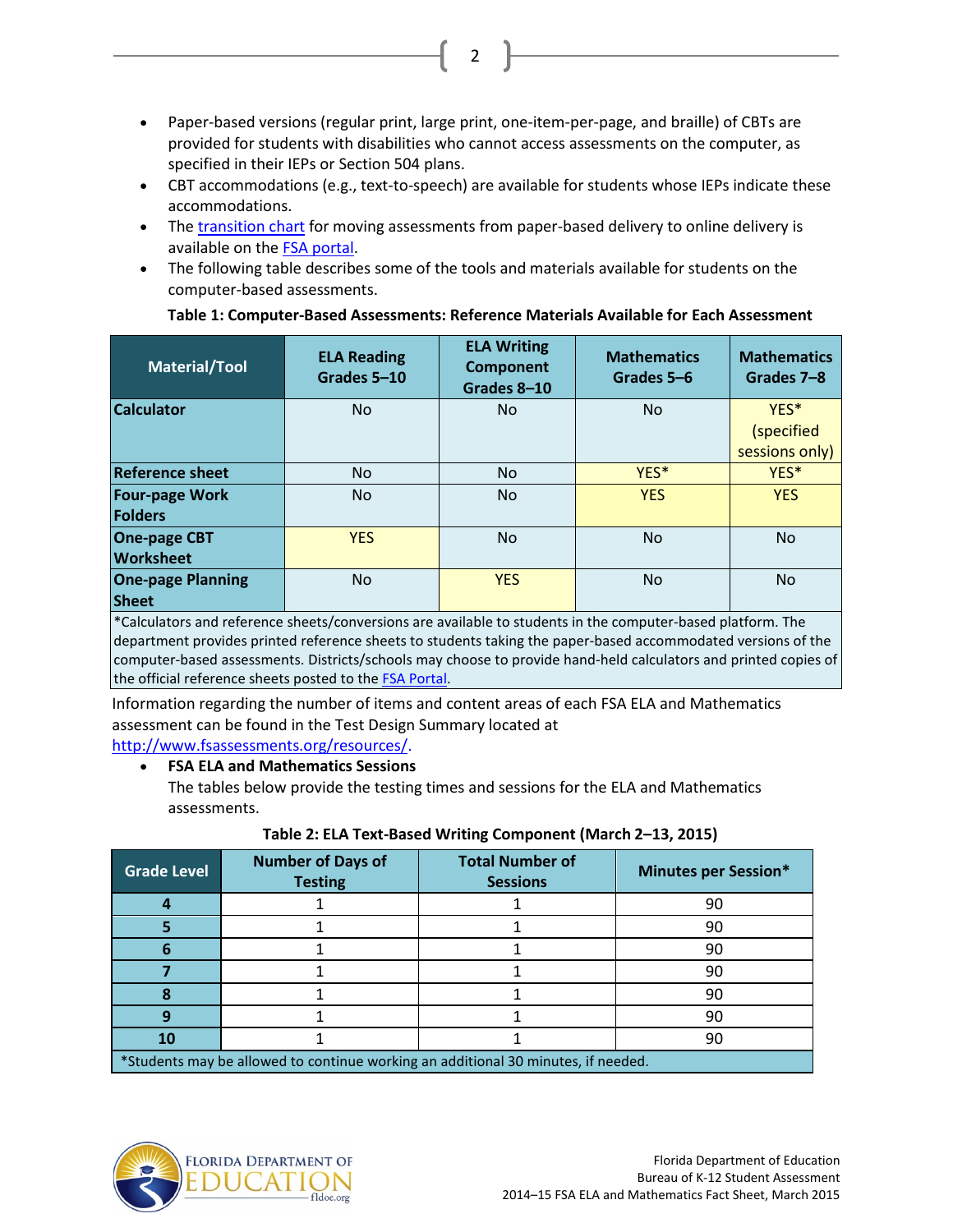- Paper-based versions (regular print, large print, one-item-per-page, and braille) of CBTs are provided for students with disabilities who cannot access assessments on the computer, as specified in their IEPs or Section 504 plans.
- CBT accommodations (e.g., text-to-speech) are available for students whose IEPs indicate these accommodations.
- The transition chart for moving assessments from paper-based delivery to online delivery is available on the FSA portal.
- The following table describes some of the tools and materials available for students on the computer-based assessments.

**Table 1: Computer-Based Assessments: Reference Materials Available for Each Assessment**

| Material/Tool | ELA Reading Grades 5–10 | ELA Writing Component Grades 8–10 | Mathematics Grades 5–6 | Mathematics Grades 7–8 |
|---|---|---|---|---|
| **Calculator** | No | No | No | YES* (specified sessions only) |
| **Reference sheet** | No | No | YES* | YES* |
| **Four-page Work Folders** | No | No | YES | YES |
| **One-page CBT Worksheet** | YES | No | No | No |
| **One-page Planning Sheet** | No | YES | No | No |
| *Calculators and reference sheets/conversions are available to students in the computer-based platform. The department provides printed reference sheets to students taking the paper-based accommodated versions of the computer-based assessments. Districts/schools may choose to provide hand-held calculators and printed copies of the official reference sheets posted to the FSA Portal. | | | | |

Information regarding the number of items and content areas of each FSA ELA and Mathematics assessment can be found in the Test Design Summary located at http://www.fsassessments.org/resources/.

- **FSA ELA and Mathematics Sessions**
  The tables below provide the testing times and sessions for the ELA and Mathematics assessments.

**Table 2: ELA Text-Based Writing Component (March 2–13, 2015)**

| Grade Level | Number of Days of Testing | Total Number of Sessions | Minutes per Session* |
|---|---|---|---|
| **4** | 1 | 1 | 90 |
| **5** | 1 | 1 | 90 |
| **6** | 1 | 1 | 90 |
| **7** | 1 | 1 | 90 |
| **8** | 1 | 1 | 90 |
| **9** | 1 | 1 | 90 |
| **10** | 1 | 1 | 90 |
| *Students may be allowed to continue working an additional 30 minutes, if needed. | | | |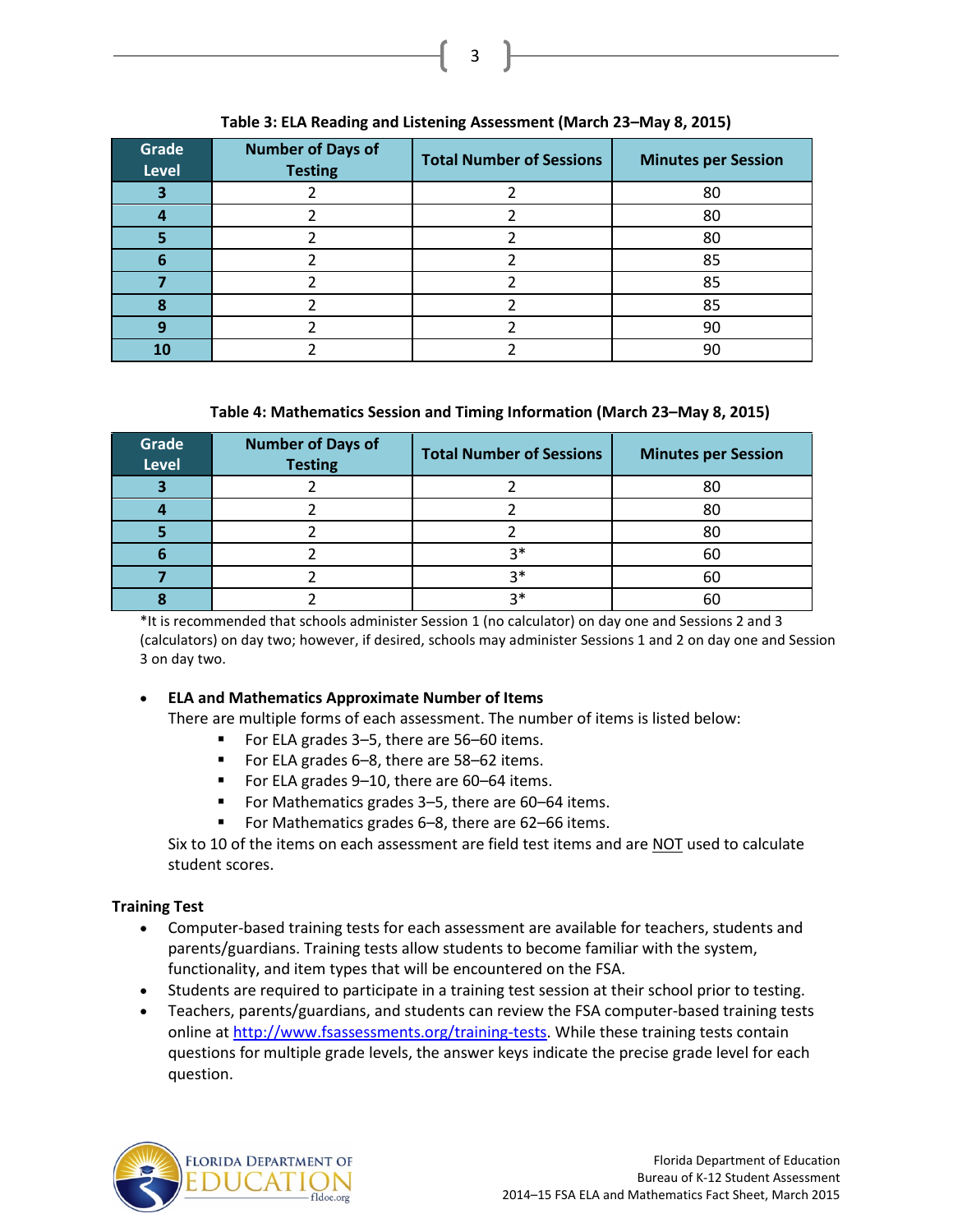**Table 3: ELA Reading and Listening Assessment (March 23–May 8, 2015)**

| Grade Level | Number of Days of Testing | Total Number of Sessions | Minutes per Session |
|---|---|---|---|
| 3 | 2 | 2 | 80 |
| 4 | 2 | 2 | 80 |
| 5 | 2 | 2 | 80 |
| 6 | 2 | 2 | 85 |
| 7 | 2 | 2 | 85 |
| 8 | 2 | 2 | 85 |
| 9 | 2 | 2 | 90 |
| 10 | 2 | 2 | 90 |

**Table 4: Mathematics Session and Timing Information (March 23–May 8, 2015)**

| Grade Level | Number of Days of Testing | Total Number of Sessions | Minutes per Session |
|---|---|---|---|
| 3 | 2 | 2 | 80 |
| 4 | 2 | 2 | 80 |
| 5 | 2 | 2 | 80 |
| 6 | 2 | 3* | 60 |
| 7 | 2 | 3* | 60 |
| 8 | 2 | 3* | 60 |

*It is recommended that schools administer Session 1 (no calculator) on day one and Sessions 2 and 3 (calculators) on day two; however, if desired, schools may administer Sessions 1 and 2 on day one and Session 3 on day two.

- **ELA and Mathematics Approximate Number of Items**
  There are multiple forms of each assessment. The number of items is listed below:
  - For ELA grades 3–5, there are 56–60 items.
  - For ELA grades 6–8, there are 58–62 items.
  - For ELA grades 9–10, there are 60–64 items.
  - For Mathematics grades 3–5, there are 60–64 items.
  - For Mathematics grades 6–8, there are 62–66 items.

  Six to 10 of the items on each assessment are field test items and are NOT used to calculate student scores.

**Training Test**

- Computer-based training tests for each assessment are available for teachers, students and parents/guardians. Training tests allow students to become familiar with the system, functionality, and item types that will be encountered on the FSA.
- Students are required to participate in a training test session at their school prior to testing.
- Teachers, parents/guardians, and students can review the FSA computer-based training tests online at http://www.fsassessments.org/training-tests. While these training tests contain questions for multiple grade levels, the answer keys indicate the precise grade level for each question.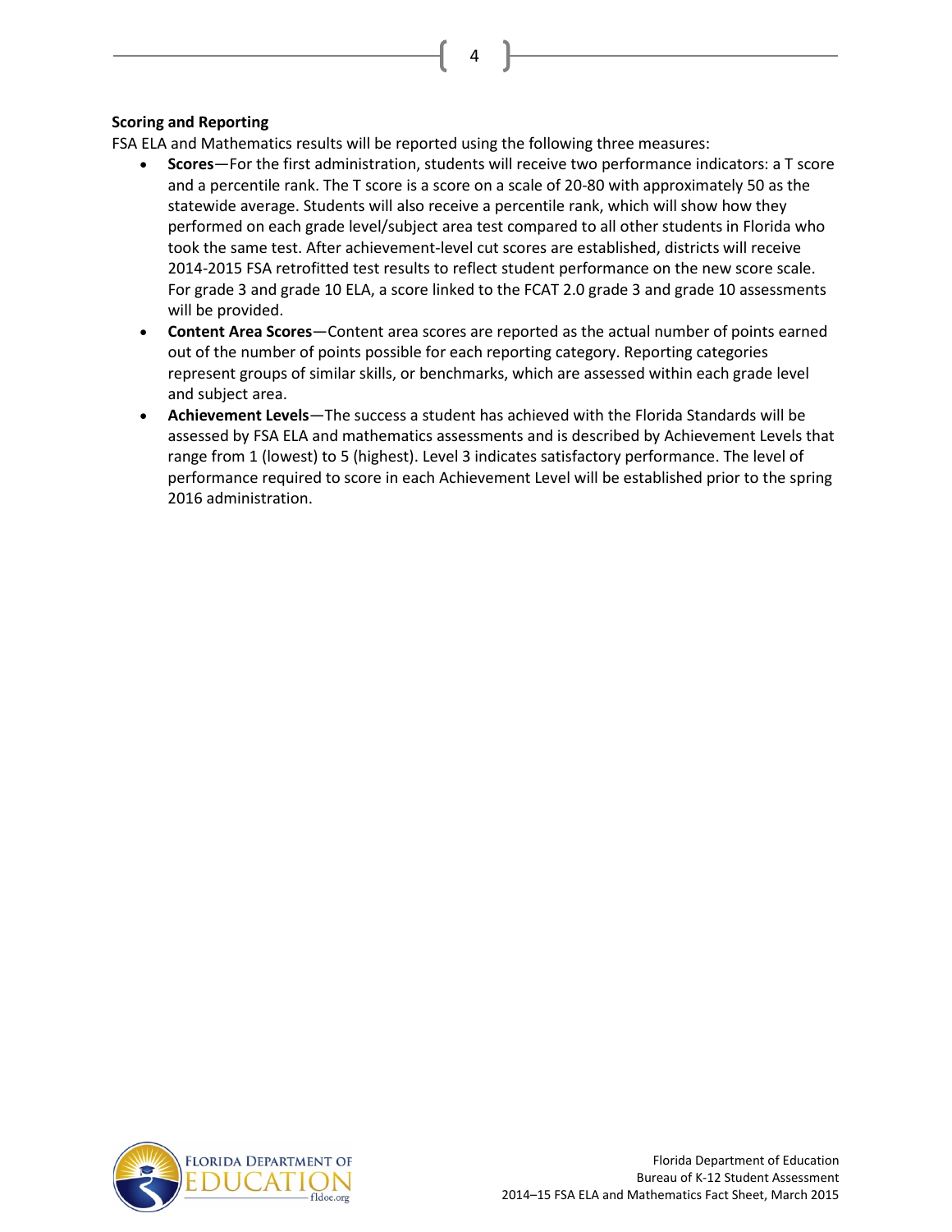**Scoring and Reporting**

FSA ELA and Mathematics results will be reported using the following three measures:

- **Scores**—For the first administration, students will receive two performance indicators: a T score and a percentile rank. The T score is a score on a scale of 20-80 with approximately 50 as the statewide average. Students will also receive a percentile rank, which will show how they performed on each grade level/subject area test compared to all other students in Florida who took the same test. After achievement-level cut scores are established, districts will receive 2014-2015 FSA retrofitted test results to reflect student performance on the new score scale. For grade 3 and grade 10 ELA, a score linked to the FCAT 2.0 grade 3 and grade 10 assessments will be provided.
- **Content Area Scores**—Content area scores are reported as the actual number of points earned out of the number of points possible for each reporting category. Reporting categories represent groups of similar skills, or benchmarks, which are assessed within each grade level and subject area.
- **Achievement Levels**—The success a student has achieved with the Florida Standards will be assessed by FSA ELA and mathematics assessments and is described by Achievement Levels that range from 1 (lowest) to 5 (highest). Level 3 indicates satisfactory performance. The level of performance required to score in each Achievement Level will be established prior to the spring 2016 administration.